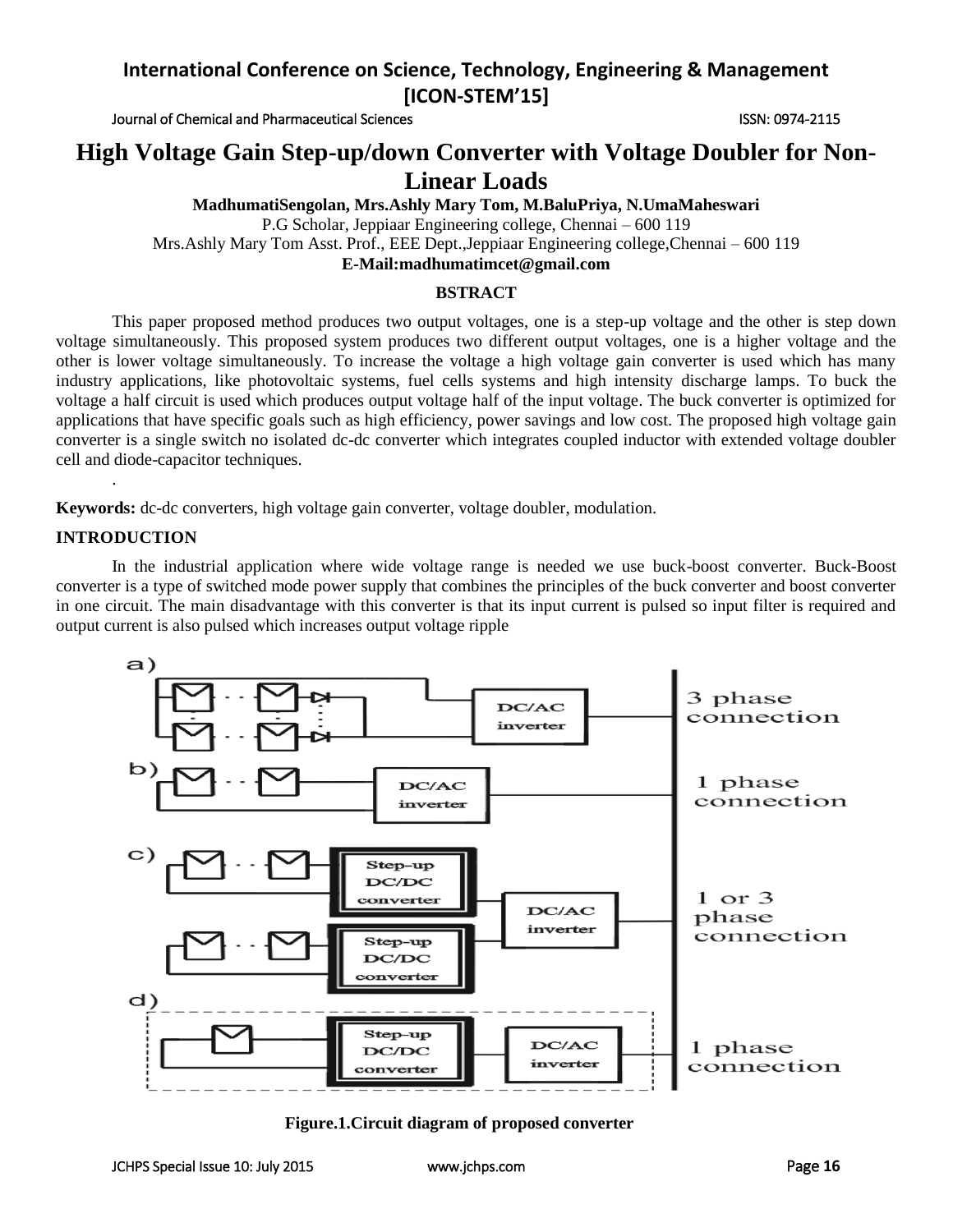# High Voltage Gain Step-up/down Converter with Voltage Doubler for Non-Linear Loads

**MadhumatiSengolan, Mrs.Ashly Mary Tom, M.BaluPriya, N.UmaMaheswari**

P.G Scholar, Jeppiaar Engineering college, Chennai – 600 119

Mrs.Ashly Mary Tom Asst. Prof., EEE Dept.,Jeppiaar Engineering college,Chennai – 600 119

**E-Mail:madhumatimcet@gmail.com**

## BSTRACT

This paper proposed method produces two output voltages, one is a step-up voltage and the other is step down voltage simultaneously. This proposed system produces two different output voltages, one is a higher voltage and the other is lower voltage simultaneously. To increase the voltage a high voltage gain converter is used which has many industry applications, like photovoltaic systems, fuel cells systems and high intensity discharge lamps. To buck the voltage a half circuit is used which produces output voltage half of the input voltage. The buck converter is optimized for applications that have specific goals such as high efficiency, power savings and low cost. The proposed high voltage gain converter is a single switch no isolated dc-dc converter which integrates coupled inductor with extended voltage doubler cell and diode-capacitor techniques.

.

**Keywords:** dc-dc converters, high voltage gain converter, voltage doubler, modulation.

## INTRODUCTION

In the industrial application where wide voltage range is needed we use buck-boost converter. Buck-Boost converter is a type of switched mode power supply that combines the principles of the buck converter and boost converter in one circuit. The main disadvantage with this converter is that its input current is pulsed so input filter is required and output current is also pulsed which increases output voltage ripple

**Figure.1.Circuit diagram of proposed converter**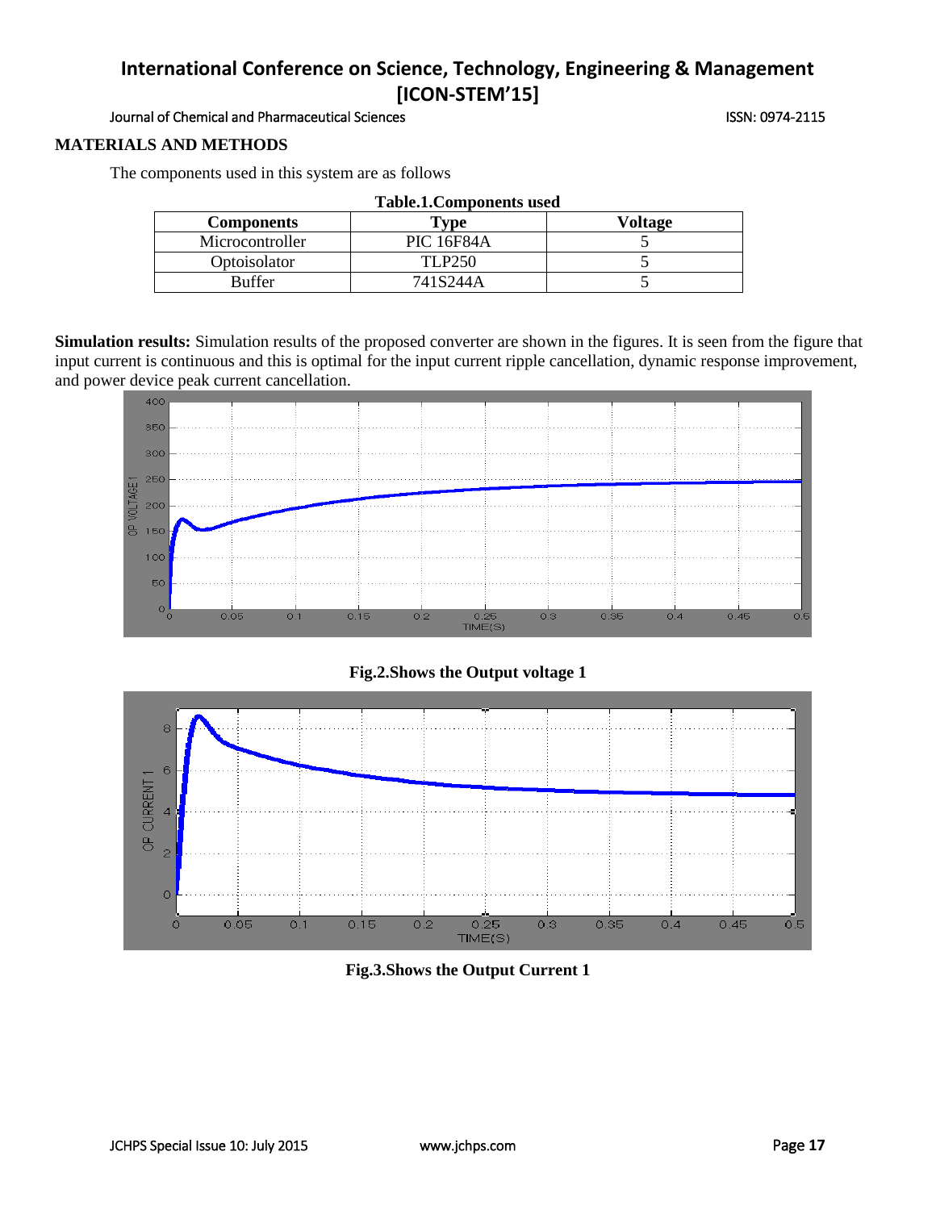## MATERIALS AND METHODS

The components used in this system are as follows

**Table.1.Components used**

| Components | Type | Voltage |
| --- | --- | --- |
| Microcontroller | PIC 16F84A | 5 |
| Optoisolator | TLP250 | 5 |
| Buffer | 741S244A | 5 |

**Simulation results:** Simulation results of the proposed converter are shown in the figures. It is seen from the figure that input current is continuous and this is optimal for the input current ripple cancellation, dynamic response improvement, and power device peak current cancellation.

**Fig.2.Shows the Output voltage 1**

**Fig.3.Shows the Output Current 1**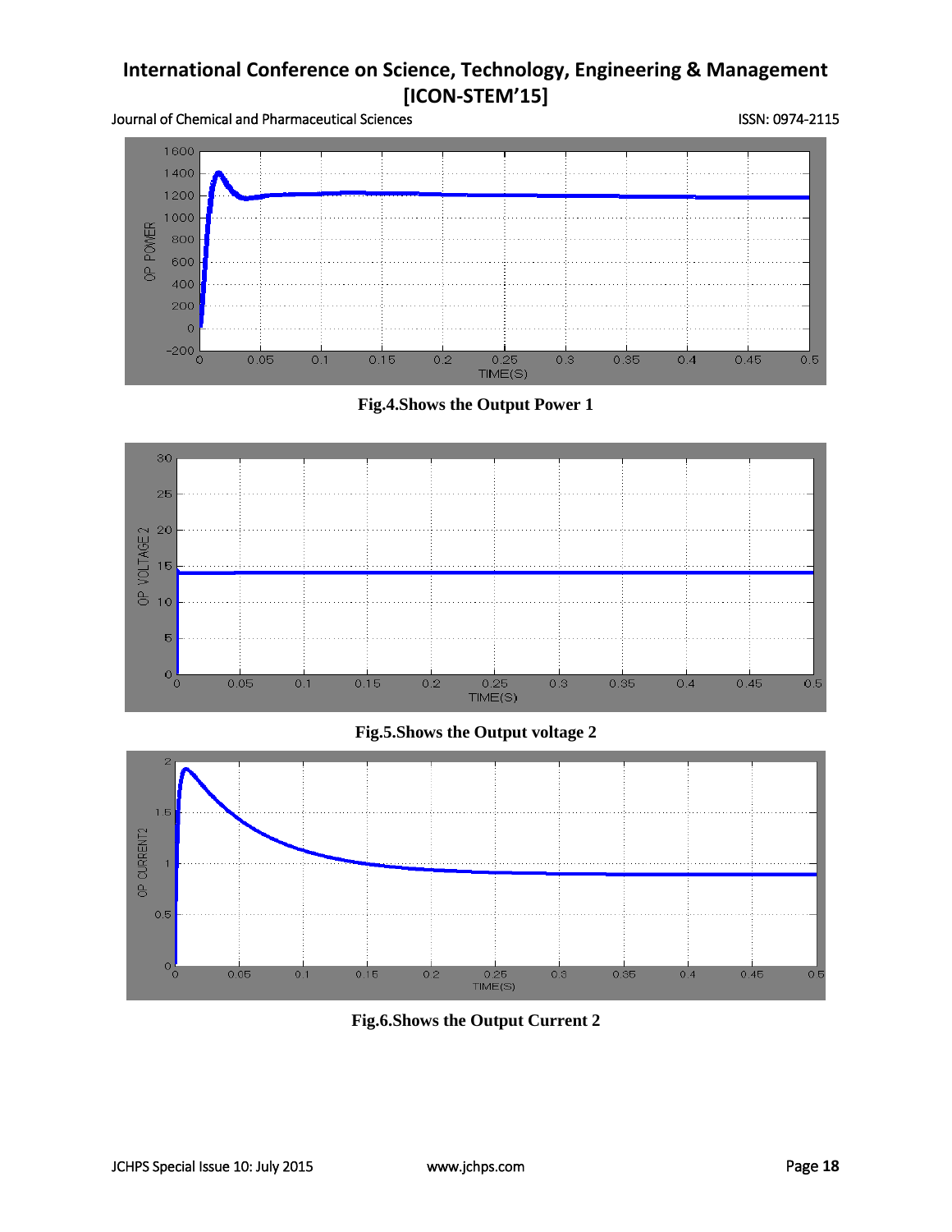Fig.4.Shows the Output Power 1

Fig.5.Shows the Output voltage 2

Fig.6.Shows the Output Current 2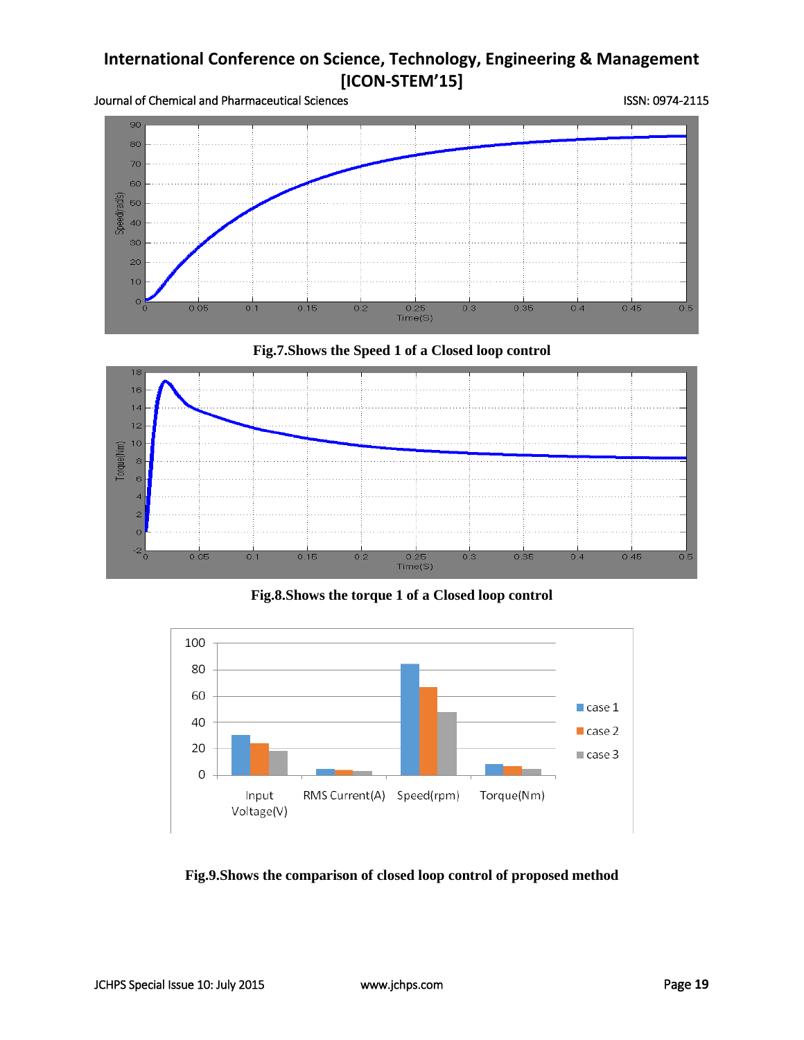**Fig.7.Shows the Speed 1 of a Closed loop control**

**Fig.8.Shows the torque 1 of a Closed loop control**

**Fig.9.Shows the comparison of closed loop control of proposed method**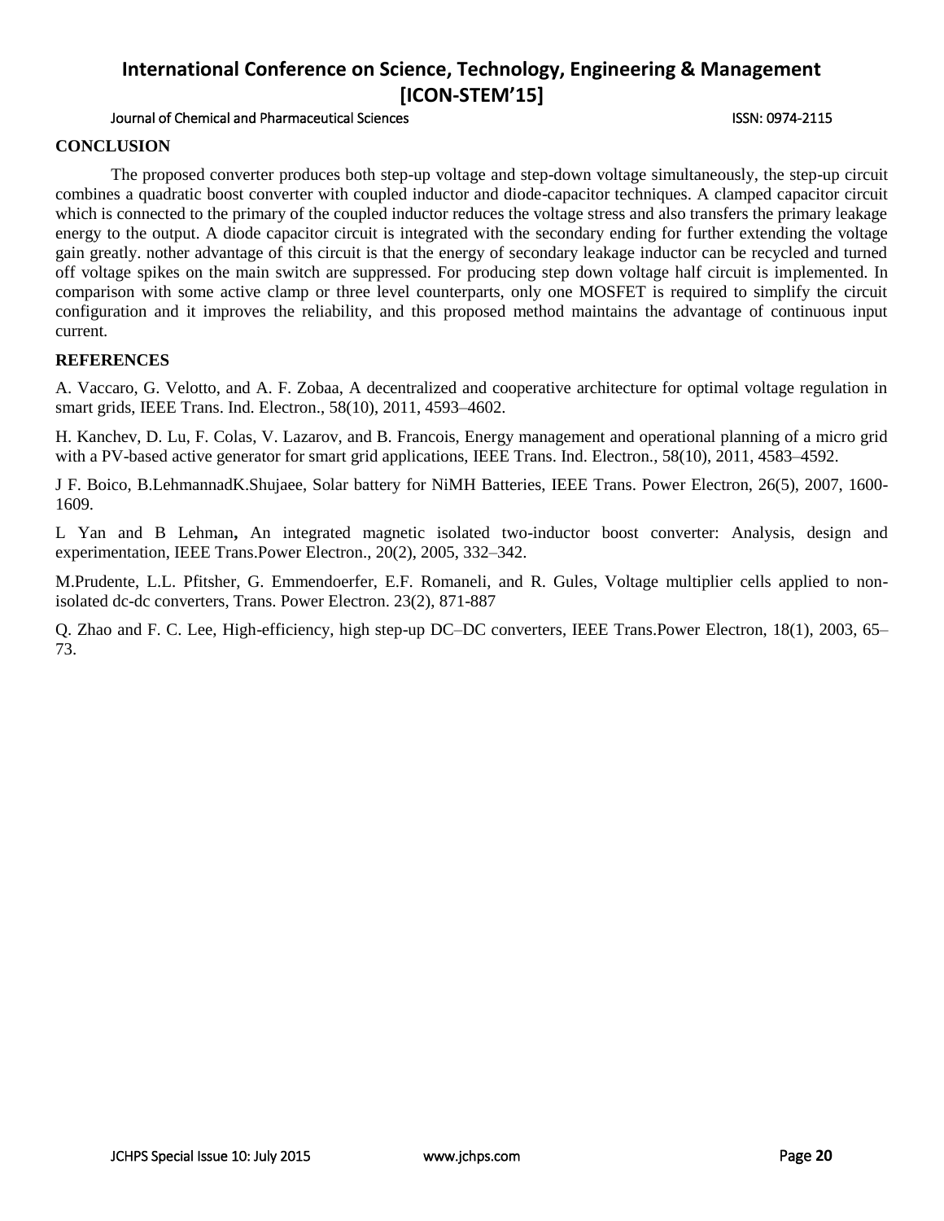## CONCLUSION

The proposed converter produces both step-up voltage and step-down voltage simultaneously, the step-up circuit combines a quadratic boost converter with coupled inductor and diode-capacitor techniques. A clamped capacitor circuit which is connected to the primary of the coupled inductor reduces the voltage stress and also transfers the primary leakage energy to the output. A diode capacitor circuit is integrated with the secondary ending for further extending the voltage gain greatly. nother advantage of this circuit is that the energy of secondary leakage inductor can be recycled and turned off voltage spikes on the main switch are suppressed. For producing step down voltage half circuit is implemented. In comparison with some active clamp or three level counterparts, only one MOSFET is required to simplify the circuit configuration and it improves the reliability, and this proposed method maintains the advantage of continuous input current.

## REFERENCES

A. Vaccaro, G. Velotto, and A. F. Zobaa, A decentralized and cooperative architecture for optimal voltage regulation in smart grids, IEEE Trans. Ind. Electron., 58(10), 2011, 4593–4602.

H. Kanchev, D. Lu, F. Colas, V. Lazarov, and B. Francois, Energy management and operational planning of a micro grid with a PV-based active generator for smart grid applications, IEEE Trans. Ind. Electron., 58(10), 2011, 4583–4592.

J F. Boico, B.LehmannadK.Shujaee, Solar battery for NiMH Batteries, IEEE Trans. Power Electron, 26(5), 2007, 1600-1609.

L Yan and B Lehman**,** An integrated magnetic isolated two-inductor boost converter: Analysis, design and experimentation, IEEE Trans.Power Electron., 20(2), 2005, 332–342.

M.Prudente, L.L. Pfitsher, G. Emmendoerfer, E.F. Romaneli, and R. Gules, Voltage multiplier cells applied to non-isolated dc-dc converters, Trans. Power Electron. 23(2), 871-887

Q. Zhao and F. C. Lee, High-efficiency, high step-up DC–DC converters, IEEE Trans.Power Electron, 18(1), 2003, 65–73.